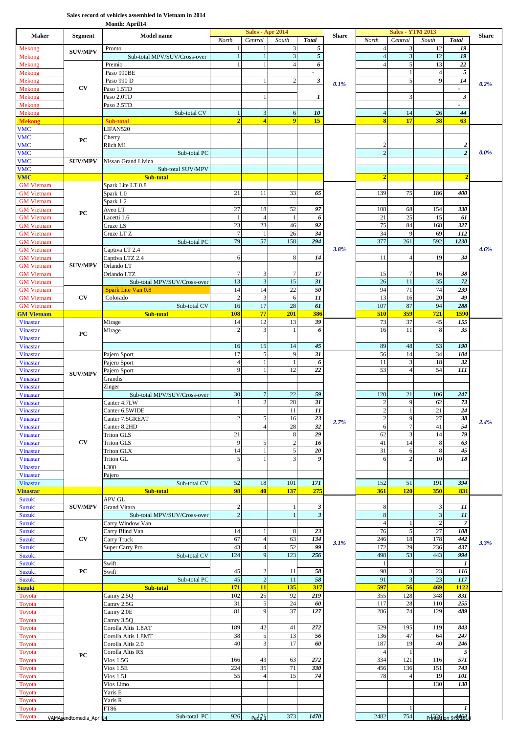**Sales record of vehicles assembled in Vietnam in 2014**

**Month: April14**

| Maker | Segment | Model name | Sales - Apr 2014 North | Central | South | Total | Share | Sales - YTM 2013 North | Central | South | Total | Share |
|---|---|---|---|---|---|---|---|---|---|---|---|---|
| Mekong | SUV/MPV | Pronto | 1 | 1 | 3 | 5 | 0.1% | 4 | 3 | 12 | 19 | 0.2% |
| Mekong | | Sub-total MPV/SUV/Cross-over | 1 | 1 | 3 | 5 | | 4 | 3 | 12 | 19 | |
| Mekong | CV | Premio | 1 | 1 | 4 | 6 | | 4 | 5 | 13 | 22 | |
| Mekong | | Paso 990BE | | | | - | | | 1 | 4 | 5 | |
| Mekong | | Paso 990 D | | 1 | 2 | 3 | | | 5 | 9 | 14 | |
| Mekong | | Paso 1.5TD | | | | | | | | | - | |
| Mekong | | Paso 2.0TD | | 1 | | 1 | | | 3 | | 3 | |
| Mekong | | Paso 2.5TD | | | | | | | | | - | |
| Mekong | | Sub-total CV | 1 | 3 | 6 | 10 | | 4 | 14 | 26 | 44 | |
| **Mekong** | | **Sub-total** | **2** | **4** | **9** | **15** | | **8** | **17** | **38** | **63** | |
| VMC | PC | LIFAN520 | | | | | | | | | | 0.0% |
| VMC | | Cherry | | | | | | | | | | |
| VMC | | Riich M1 | | | | | | 2 | | | 2 | |
| VMC | | Sub-total PC | | | | | | 2 | | | 2 | |
| VMC | SUV/MPV | Nissan Grand Livina | | | | | | | | | | |
| VMC | | Sub-total SUV/MPV | | | | | | | | | | |
| **VMC** | | **Sub-total** | | | | | | **2** | | | **2** | |
| GM Vietnam | PC | Spark Lite LT 0.8 | | | | | 3.8% | | | | | 4.6% |
| GM Vietnam | | Spark 1.0 | 21 | 11 | 33 | 65 | | 139 | 75 | 186 | 400 | |
| GM Vietnam | | Spark 1.2 | | | | | | | | | | |
| GM Vietnam | | Aveo LT | 27 | 18 | 52 | 97 | | 108 | 68 | 154 | 330 | |
| GM Vietnam | | Lacetti 1.6 | 1 | 4 | 1 | 6 | | 21 | 25 | 15 | 61 | |
| GM Vietnam | | Cruze LS | 23 | 23 | 46 | 92 | | 75 | 84 | 168 | 327 | |
| GM Vietnam | | Cruze LT Z | 7 | 1 | 26 | 34 | | 34 | 9 | 69 | 112 | |
| GM Vietnam | | Sub-total PC | 79 | 57 | 158 | 294 | | 377 | 261 | 592 | 1230 | |
| GM Vietnam | SUV/MPV | Captiva LT 2.4 | | | | | | | | | | |
| GM Vietnam | | Captiva LTZ 2.4 | 6 | | 8 | 14 | | 11 | 4 | 19 | 34 | |
| GM Vietnam | | Orlando LT | | | | | | | | | | |
| GM Vietnam | | Orlando LTZ | 7 | 3 | 7 | 17 | | 15 | 7 | 16 | 38 | |
| GM Vietnam | | Sub-total MPV/SUV/Cross-over | 13 | 3 | 15 | 31 | | 26 | 11 | 35 | 72 | |
| GM Vietnam | CV | Spark Lite Van 0.8 | 14 | 14 | 22 | 50 | | 94 | 71 | 74 | 239 | |
| GM Vietnam | | Colorado | 2 | 3 | 6 | 11 | | 13 | 16 | 20 | 49 | |
| GM Vietnam | | Sub-total CV | 16 | 17 | 28 | 61 | | 107 | 87 | 94 | 288 | |
| **GM Vietnam** | | **Sub-total** | **108** | **77** | **201** | **386** | | **510** | **359** | **721** | **1590** | |
| Vinastar | PC | Mirage | 14 | 12 | 13 | 39 | 2.7% | 73 | 37 | 45 | 155 | 2.4% |
| Vinastar | | Mirage | 2 | 3 | 1 | 6 | | 16 | 11 | 8 | 35 | |
| Vinastar | | | | | | | | | | | | |
| Vinastar | | | 16 | 15 | 14 | 45 | | 89 | 48 | 53 | 190 | |
| Vinastar | SUV/MPV | Pajero Sport | 17 | 5 | 9 | 31 | | 56 | 14 | 34 | 104 | |
| Vinastar | | Pajero Sport | 4 | 1 | 1 | 6 | | 11 | 3 | 18 | 32 | |
| Vinastar | | Pajero Sport | 9 | 1 | 12 | 22 | | 53 | 4 | 54 | 111 | |
| Vinastar | | Grandis | | | | | | | | | | |
| Vinastar | | Zinger | | | | | | | | | | |
| Vinastar | | Sub-total MPV/SUV/Cross-over | 30 | 7 | 22 | 59 | | 120 | 21 | 106 | 247 | |
| Vinastar | CV | Canter 4.7LW | 1 | 2 | 28 | 31 | | 2 | 9 | 62 | 73 | |
| Vinastar | | Canter 6.5WIDE | | | 11 | 11 | | 2 | 1 | 21 | 24 | |
| Vinastar | | Canter 7.5GREAT | 2 | 5 | 16 | 23 | | 2 | 9 | 27 | 38 | |
| Vinastar | | Canter 8.2HD | | 4 | 28 | 32 | | 6 | 7 | 41 | 54 | |
| Vinastar | | Triton GLS | 21 | | 8 | 29 | | 62 | 3 | 14 | 79 | |
| Vinastar | | Triton GLS | 9 | 5 | 2 | 16 | | 41 | 14 | 8 | 63 | |
| Vinastar | | Triton GLX | 14 | 1 | 5 | 20 | | 31 | 6 | 8 | 45 | |
| Vinastar | | Triton GL | 5 | 1 | 3 | 9 | | 6 | 2 | 10 | 18 | |
| Vinastar | | L300 | | | | | | | | | | |
| Vinastar | | Pajero | | | | | | | | | | |
| Vinastar | | Sub-total CV | 52 | 18 | 101 | 171 | | 152 | 51 | 191 | 394 | |
| **Vinastar** | | **Sub-total** | **98** | **40** | **137** | **275** | | **361** | **120** | **350** | **831** | |
| Suzuki | SUV/MPV | APV GL | | | | | 3.1% | | | | | 3.3% |
| Suzuki | | Grand Vitara | 2 | | 1 | 3 | | 8 | | 3 | 11 | |
| Suzuki | | Sub-total MPV/SUV/Cross-over | 2 | | 1 | 3 | | 8 | | 3 | 11 | |
| Suzuki | CV | Carry Window Van | | | | | | 4 | 1 | 2 | 7 | |
| Suzuki | | Carry Blind Van | 14 | 1 | 8 | 23 | | 76 | 5 | 27 | 108 | |
| Suzuki | | Carry Truck | 67 | 4 | 63 | 134 | | 246 | 18 | 178 | 442 | |
| Suzuki | | Super Carry Pro | 43 | 4 | 52 | 99 | | 172 | 29 | 236 | 437 | |
| Suzuki | | Sub-total CV | 124 | 9 | 123 | 256 | | 498 | 53 | 443 | 994 | |
| Suzuki | PC | Swift | | | | | | 1 | | | 1 | |
| Suzuki | | Swift | 45 | 2 | 11 | 58 | | 90 | 3 | 23 | 116 | |
| Suzuki | | Sub-total PC | 45 | 2 | 11 | 58 | | 91 | 3 | 23 | 117 | |
| **Suzuki** | | **Sub-total** | **171** | **11** | **135** | **317** | | **597** | **56** | **469** | **1122** | |
| Toyota | PC | Camry 2.5Q | 102 | 25 | 92 | 219 | | 355 | 128 | 348 | 831 | |
| Toyota | | Camry 2.5G | 31 | 5 | 24 | 60 | | 117 | 28 | 110 | 255 | |
| Toyota | | Camry 2.0E | 81 | 9 | 37 | 127 | | 286 | 74 | 129 | 489 | |
| Toyota | | Camry 3.5Q | | | | | | | | | | |
| Toyota | | Corolla Altis 1.8AT | 189 | 42 | 41 | 272 | | 529 | 195 | 119 | 843 | |
| Toyota | | Corolla Altis 1.8MT | 38 | 5 | 13 | 56 | | 136 | 47 | 64 | 247 | |
| Toyota | | Corolla Altis 2.0 | 40 | 3 | 17 | 60 | | 187 | 19 | 40 | 246 | |
| Toyota | | Corolla Altis RS | | | | | | 4 | 1 | | 5 | |
| Toyota | | Vios 1.5G | 166 | 43 | 63 | 272 | | 334 | 121 | 116 | 571 | |
| Toyota | | Vios 1.5E | 224 | 35 | 71 | 330 | | 456 | 136 | 151 | 743 | |
| Toyota | | Vios 1.5J | 55 | 4 | 15 | 74 | | 78 | 4 | 19 | 101 | |
| Toyota | | Vios Limo | | | | | | | | 130 | 130 | |
| Toyota | | Yaris E | | | | | | | | | | |
| Toyota | | Yaris R | | | | | | | | | | |
| Toyota | | FT86 | | | | | | | 1 | | 1 | |
| Toyota | | Sub-total PC | 926 | 171 | 373 | 1470 | | 2482 | 754 | 1226 | 4462 | |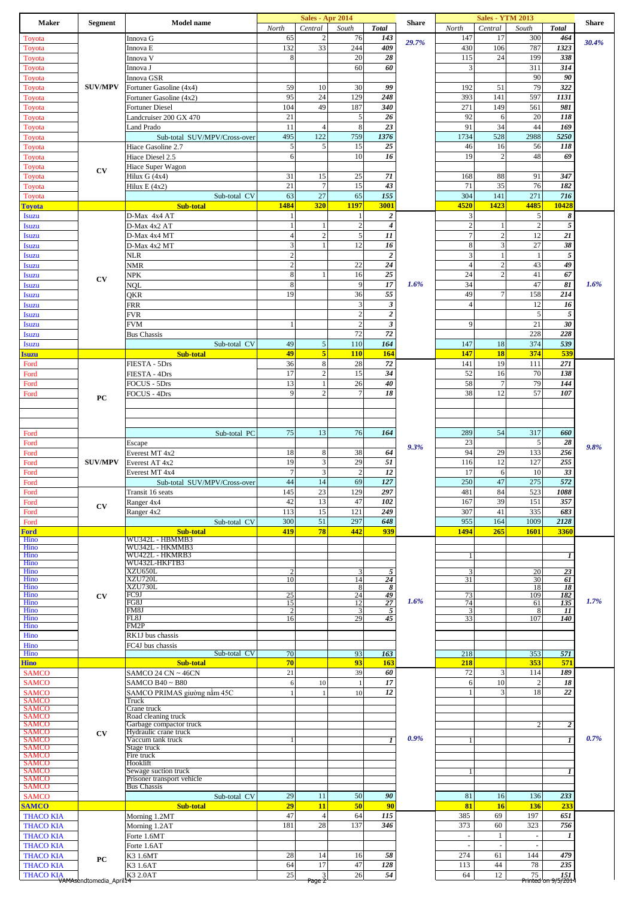| Maker | Segment | Model name | Sales - Apr 2014 | | | | Share | Sales - YTM 2013 | | | | Share |
|---|---|---|---|---|---|---|---|---|---|---|---|---|
| | | | North | Central | South | Total | | North | Central | South | Total | |
| Toyota | SUV/MPV | Innova G | 65 | 2 | 76 | 143 | 29.7% | 147 | 17 | 300 | 464 | 30.4% |
| Toyota | | Innova E | 132 | 33 | 244 | 409 | | 430 | 106 | 787 | 1323 | |
| Toyota | | Innova V | 8 | | 20 | 28 | | 115 | 24 | 199 | 338 | |
| Toyota | | Innova J | | | 60 | 60 | | 3 | | 311 | 314 | |
| Toyota | | Innova GSR | | | | | | | | 90 | 90 | |
| Toyota | | Fortuner Gasoline (4x4) | 59 | 10 | 30 | 99 | | 192 | 51 | 79 | 322 | |
| Toyota | | Fortuner Gasoline (4x2) | 95 | 24 | 129 | 248 | | 393 | 141 | 597 | 1131 | |
| Toyota | | Fortuner Diesel | 104 | 49 | 187 | 340 | | 271 | 149 | 561 | 981 | |
| Toyota | | Landcruiser 200 GX 470 | 21 | | 5 | 26 | | 92 | 6 | 20 | 118 | |
| Toyota | | Land Prado | 11 | 4 | 8 | 23 | | 91 | 34 | 44 | 169 | |
| Toyota | | Sub-total SUV/MPV/Cross-over | 495 | 122 | 759 | 1376 | | 1734 | 528 | 2988 | 5250 | |
| Toyota | CV | Hiace Gasoline 2.7 | 5 | 5 | 15 | 25 | | 46 | 16 | 56 | 118 | |
| Toyota | | Hiace Diesel 2.5 | 6 | | 10 | 16 | | 19 | 2 | 48 | 69 | |
| Toyota | | Hiace Super Wagon | | | | | | | | | | |
| Toyota | | Hilux G (4x4) | 31 | 15 | 25 | 71 | | 168 | 88 | 91 | 347 | |
| Toyota | | Hilux E (4x2) | 21 | 7 | 15 | 43 | | 71 | 35 | 76 | 182 | |
| Toyota | | Sub-total CV | 63 | 27 | 65 | 155 | | 304 | 141 | 271 | 716 | |
| **Toyota** | | **Sub-total** | **1484** | **320** | **1197** | **3001** | | **4520** | **1423** | **4485** | **10428** | |
| Isuzu | CV | D-Max 4x4 AT | 1 | | 1 | 2 | 1.6% | 3 | | 5 | 8 | 1.6% |
| Isuzu | | D-Max 4x2 AT | 1 | 1 | 2 | 4 | | 2 | 1 | 2 | 5 | |
| Isuzu | | D-Max 4x4 MT | 4 | 2 | 5 | 11 | | 7 | 2 | 12 | 21 | |
| Isuzu | | D-Max 4x2 MT | 3 | 1 | 12 | 16 | | 8 | 3 | 27 | 38 | |
| Isuzu | | NLR | 2 | | | 2 | | 3 | 1 | 1 | 5 | |
| Isuzu | | NMR | 2 | | 22 | 24 | | 4 | 2 | 43 | 49 | |
| Isuzu | | NPK | 8 | 1 | 16 | 25 | | 24 | 2 | 41 | 67 | |
| Isuzu | | NQL | 8 | | 9 | 17 | | 34 | | 47 | 81 | |
| Isuzu | | QKR | 19 | | 36 | 55 | | 49 | 7 | 158 | 214 | |
| Isuzu | | FRR | | | 3 | 3 | | 4 | | 12 | 16 | |
| Isuzu | | FVR | | | 2 | 2 | | | | 5 | 5 | |
| Isuzu | | FVM | 1 | | 2 | 3 | | 9 | | 21 | 30 | |
| Isuzu | | Bus Chassis | | | 72 | 72 | | | | 228 | 228 | |
| Isuzu | | Sub-total CV | 49 | 5 | 110 | 164 | | 147 | 18 | 374 | 539 | |
| **Isuzu** | | **Sub-total** | **49** | **5** | **110** | **164** | | **147** | **18** | **374** | **539** | |
| Ford | PC | FIESTA - 5Drs | 36 | 8 | 28 | 72 | 9.3% | 141 | 19 | 111 | 271 | 9.8% |
| Ford | | FIESTA - 4Drs | 17 | 2 | 15 | 34 | | 52 | 16 | 70 | 138 | |
| Ford | | FOCUS - 5Drs | 13 | 1 | 26 | 40 | | 58 | 7 | 79 | 144 | |
| Ford | | FOCUS - 4Drs | 9 | 2 | 7 | 18 | | 38 | 12 | 57 | 107 | |
| | | | | | | | | | | | | |
| | | | | | | | | | | | | |
| | | | | | | | | | | | | |
| Ford | | Sub-total PC | 75 | 13 | 76 | 164 | | 289 | 54 | 317 | 660 | |
| Ford | SUV/MPV | Escape | | | | | | 23 | | 5 | 28 | |
| Ford | | Everest MT 4x2 | 18 | 8 | 38 | 64 | | 94 | 29 | 133 | 256 | |
| Ford | | Everest AT 4x2 | 19 | 3 | 29 | 51 | | 116 | 12 | 127 | 255 | |
| Ford | | Everest MT 4x4 | 7 | 3 | 2 | 12 | | 17 | 6 | 10 | 33 | |
| Ford | | Sub-total SUV/MPV/Cross-over | 44 | 14 | 69 | 127 | | 250 | 47 | 275 | 572 | |
| Ford | CV | Transit 16 seats | 145 | 23 | 129 | 297 | | 481 | 84 | 523 | 1088 | |
| Ford | | Ranger 4x4 | 42 | 13 | 47 | 102 | | 167 | 39 | 151 | 357 | |
| Ford | | Ranger 4x2 | 113 | 15 | 121 | 249 | | 307 | 41 | 335 | 683 | |
| Ford | | Sub-total CV | 300 | 51 | 297 | 648 | | 955 | 164 | 1009 | 2128 | |
| **Ford** | | **Sub-total** | **419** | **78** | **442** | **939** | | **1494** | **265** | **1601** | **3360** | |
| Hino | CV | WU342L - HBMMB3 | | | | | 1.6% | | | | | 1.7% |
| Hino | | WU342L - HKMMB3 | | | | | | | | | | |
| Hino | | WU422L - HKMRB3 | | | | | | 1 | | | 1 | |
| Hino | | WU432L-HKFTB3 | | | | | | | | | | |
| Hino | | XZU650L | 2 | | 3 | 5 | | 3 | | 20 | 23 | |
| Hino | | XZU720L | 10 | | 14 | 24 | | 31 | | 30 | 61 | |
| Hino | | XZU730L | | | 8 | 8 | | | | 18 | 18 | |
| Hino | | FC9J | 25 | | 24 | 49 | | 73 | | 109 | 182 | |
| Hino | | FG8J | 15 | | 12 | 27 | | 74 | | 61 | 135 | |
| Hino | | FM8J | 2 | | 3 | 5 | | 3 | | 8 | 11 | |
| Hino | | FL8J | 16 | | 29 | 45 | | 33 | | 107 | 140 | |
| Hino | | FM2P | | | | | | | | | | |
| Hino | | RK1J bus chassis | | | | | | | | | | |
| Hino | | FC4J bus chassis | | | | | | | | | | |
| Hino | | Sub-total CV | 70 | | 93 | 163 | | 218 | | 353 | 571 | |
| **Hino** | | **Sub-total** | **70** | | **93** | **163** | | **218** | | **353** | **571** | |
| SAMCO | CV | SAMCO 24 CN ~ 46CN | 21 | | 39 | 60 | 0.9% | 72 | 3 | 114 | 189 | 0.7% |
| SAMCO | | SAMCO B40 ~ B80 | 6 | 10 | 1 | 17 | | 6 | 10 | 2 | 18 | |
| SAMCO | | SAMCO PRIMAS giường nằm 45C | 1 | 1 | 10 | 12 | | 1 | 3 | 18 | 22 | |
| SAMCO | | Truck | | | | | | | | | | |
| SAMCO | | Crane truck | | | | | | | | | | |
| SAMCO | | Road cleaning truck | | | | | | | | | | |
| SAMCO | | Garbage compactor truck | | | | | | | | 2 | 2 | |
| SAMCO | | Hydraulic crane truck | | | | | | | | | | |
| SAMCO | | Vaccum tank truck | 1 | | | 1 | | 1 | | | 1 | |
| SAMCO | | Stage truck | | | | | | | | | | |
| SAMCO | | Fire truck | | | | | | | | | | |
| SAMCO | | Hooklift | | | | | | | | | | |
| SAMCO | | Sewage suction truck | | | | | | 1 | | | 1 | |
| SAMCO | | Prisoner transport vehicle | | | | | | | | | | |
| SAMCO | | Bus Chassis | | | | | | | | | | |
| SAMCO | | Sub-total CV | 29 | 11 | 50 | 90 | | 81 | 16 | 136 | 233 | |
| **SAMCO** | | **Sub-total** | **29** | **11** | **50** | **90** | | **81** | **16** | **136** | **233** | |
| THACO KIA | PC | Morning 1.2MT | 47 | 4 | 64 | 115 | | 385 | 69 | 197 | 651 | |
| THACO KIA | | Morning 1.2AT | 181 | 28 | 137 | 346 | | 373 | 60 | 323 | 756 | |
| THACO KIA | | Forte 1.6MT | | | | | | - | 1 | - | 1 | |
| THACO KIA | | Forte 1.6AT | | | | | | - | - | - | | |
| THACO KIA | | K3 1.6MT | 28 | 14 | 16 | 58 | | 274 | 61 | 144 | 479 | |
| THACO KIA | | K3 1.6AT | 64 | 17 | 47 | 128 | | 113 | 44 | 78 | 235 | |
| THACO KIA | | K3 2.0AT | 25 | 3 | 26 | 54 | | 64 | 12 | 75 | 151 | |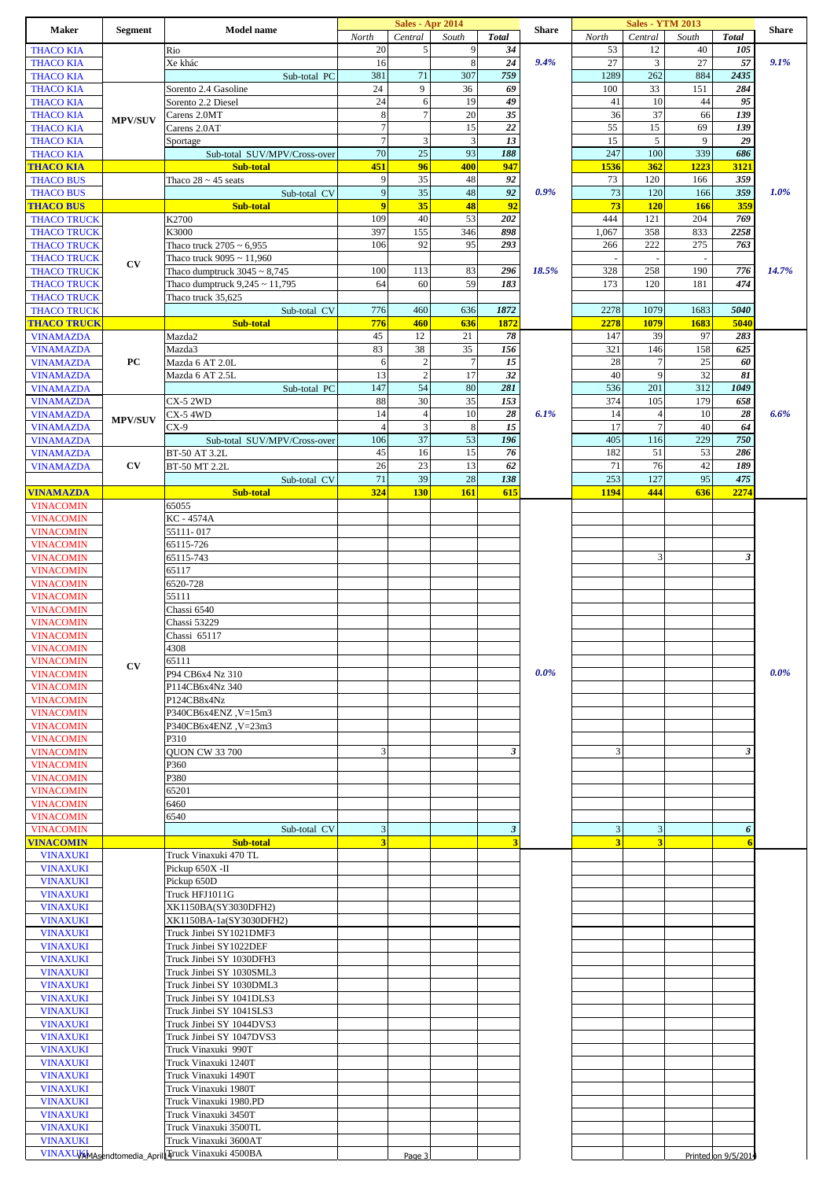| Maker | Segment | Model name | Sales - Apr 2014 | | | | Share | Sales - YTM 2013 | | | | Share |
|---|---|---|---|---|---|---|---|---|---|---|---|---|
| | | | North | Central | South | Total | | North | Central | South | Total | |
| THACO KIA | | Rio | 20 | 5 | 9 | 34 | 9.4% | 53 | 12 | 40 | 105 | 9.1% |
| THACO KIA | | Xe khác | 16 | | 8 | 24 | | 27 | 3 | 27 | 57 | |
| THACO KIA | | Sub-total PC | 381 | 71 | 307 | 759 | | 1289 | 262 | 884 | 2435 | |
| THACO KIA | MPV/SUV | Sorento 2.4 Gasoline | 24 | 9 | 36 | 69 | | 100 | 33 | 151 | 284 | |
| THACO KIA | | Sorento 2.2 Diesel | 24 | 6 | 19 | 49 | | 41 | 10 | 44 | 95 | |
| THACO KIA | | Carens 2.0MT | 8 | 7 | 20 | 35 | | 36 | 37 | 66 | 139 | |
| THACO KIA | | Carens 2.0AT | 7 | | 15 | 22 | | 55 | 15 | 69 | 139 | |
| THACO KIA | | Sportage | 7 | 3 | 3 | 13 | | 15 | 5 | 9 | 29 | |
| THACO KIA | | Sub-total SUV/MPV/Cross-over | 70 | 25 | 93 | 188 | | 247 | 100 | 339 | 686 | |
| THACO KIA | | Sub-total | 451 | 96 | 400 | 947 | | 1536 | 362 | 1223 | 3121 | |
| THACO BUS | | Thaco 28 ~ 45 seats | 9 | 35 | 48 | 92 | 0.9% | 73 | 120 | 166 | 359 | 1.0% |
| THACO BUS | | Sub-total CV | 9 | 35 | 48 | 92 | | 73 | 120 | 166 | 359 | |
| THACO BUS | | Sub-total | 9 | 35 | 48 | 92 | | 73 | 120 | 166 | 359 | |
| THACO TRUCK | CV | K2700 | 109 | 40 | 53 | 202 | 18.5% | 444 | 121 | 204 | 769 | 14.7% |
| THACO TRUCK | | K3000 | 397 | 155 | 346 | 898 | | 1,067 | 358 | 833 | 2258 | |
| THACO TRUCK | | Thaco truck 2705 ~ 6,955 | 106 | 92 | 95 | 293 | | 266 | 222 | 275 | 763 | |
| THACO TRUCK | | Thaco truck 9095 ~ 11,960 | | | | | | - | - | - | | |
| THACO TRUCK | | Thaco dumptruck 3045 ~ 8,745 | 100 | 113 | 83 | 296 | | 328 | 258 | 190 | 776 | |
| THACO TRUCK | | Thaco dumptruck 9,245 ~ 11,795 | 64 | 60 | 59 | 183 | | 173 | 120 | 181 | 474 | |
| THACO TRUCK | | Thaco truck 35,625 | | | | | | | | | | |
| THACO TRUCK | | Sub-total CV | 776 | 460 | 636 | 1872 | | 2278 | 1079 | 1683 | 5040 | |
| THACO TRUCK | | Sub-total | 776 | 460 | 636 | 1872 | | 2278 | 1079 | 1683 | 5040 | |
| VINAMAZDA | PC | Mazda2 | 45 | 12 | 21 | 78 | 6.1% | 147 | 39 | 97 | 283 | 6.6% |
| VINAMAZDA | | Mazda3 | 83 | 38 | 35 | 156 | | 321 | 146 | 158 | 625 | |
| VINAMAZDA | | Mazda 6 AT 2.0L | 6 | 2 | 7 | 15 | | 28 | 7 | 25 | 60 | |
| VINAMAZDA | | Mazda 6 AT 2.5L | 13 | 2 | 17 | 32 | | 40 | 9 | 32 | 81 | |
| VINAMAZDA | | Sub-total PC | 147 | 54 | 80 | 281 | | 536 | 201 | 312 | 1049 | |
| VINAMAZDA | MPV/SUV | CX-5 2WD | 88 | 30 | 35 | 153 | | 374 | 105 | 179 | 658 | |
| VINAMAZDA | | CX-5 4WD | 14 | 4 | 10 | 28 | | 14 | 4 | 10 | 28 | |
| VINAMAZDA | | CX-9 | 4 | 3 | 8 | 15 | | 17 | 7 | 40 | 64 | |
| VINAMAZDA | | Sub-total SUV/MPV/Cross-over | 106 | 37 | 53 | 196 | | 405 | 116 | 229 | 750 | |
| VINAMAZDA | CV | BT-50 AT 3.2L | 45 | 16 | 15 | 76 | | 182 | 51 | 53 | 286 | |
| VINAMAZDA | | BT-50 MT 2.2L | 26 | 23 | 13 | 62 | | 71 | 76 | 42 | 189 | |
| | | Sub-total CV | 71 | 39 | 28 | 138 | | 253 | 127 | 95 | 475 | |
| VINAMAZDA | | Sub-total | 324 | 130 | 161 | 615 | | 1194 | 444 | 636 | 2274 | |
| VINACOMIN | CV | 65055 | | | | | 0.0% | | | | | 0.0% |
| VINACOMIN | | KC - 4574A | | | | | | | | | | |
| VINACOMIN | | 55111- 017 | | | | | | | | | | |
| VINACOMIN | | 65115-726 | | | | | | | | | | |
| VINACOMIN | | 65115-743 | | | | | | | 3 | | 3 | |
| VINACOMIN | | 65117 | | | | | | | | | | |
| VINACOMIN | | 6520-728 | | | | | | | | | | |
| VINACOMIN | | 55111 | | | | | | | | | | |
| VINACOMIN | | Chassi 6540 | | | | | | | | | | |
| VINACOMIN | | Chassi 53229 | | | | | | | | | | |
| VINACOMIN | | Chassi 65117 | | | | | | | | | | |
| VINACOMIN | | 4308 | | | | | | | | | | |
| VINACOMIN | | 65111 | | | | | | | | | | |
| VINACOMIN | | P94 CB6x4 Nz 310 | | | | | | | | | | |
| VINACOMIN | | P114CB6x4Nz 340 | | | | | | | | | | |
| VINACOMIN | | P124CB8x4Nz | | | | | | | | | | |
| VINACOMIN | | P340CB6x4ENZ ,V=15m3 | | | | | | | | | | |
| VINACOMIN | | P340CB6x4ENZ ,V=23m3 | | | | | | | | | | |
| VINACOMIN | | P310 | | | | | | | | | | |
| VINACOMIN | | QUON CW 33 700 | 3 | | | 3 | | 3 | | | 3 | |
| VINACOMIN | | P360 | | | | | | | | | | |
| VINACOMIN | | P380 | | | | | | | | | | |
| VINACOMIN | | 65201 | | | | | | | | | | |
| VINACOMIN | | 6460 | | | | | | | | | | |
| VINACOMIN | | 6540 | | | | | | | | | | |
| VINACOMIN | | Sub-total CV | 3 | | | 3 | | 3 | 3 | | 6 | |
| VINACOMIN | | Sub-total | 3 | | | 3 | | 3 | 3 | | 6 | |
| VINAXUKI | | Truck Vinaxuki 470 TL | | | | | | | | | | |
| VINAXUKI | | Pickup 650X -II | | | | | | | | | | |
| VINAXUKI | | Pickup 650D | | | | | | | | | | |
| VINAXUKI | | Truck HFJ1011G | | | | | | | | | | |
| VINAXUKI | | XK1150BA(SY3030DFH2) | | | | | | | | | | |
| VINAXUKI | | XK1150BA-1a(SY3030DFH2) | | | | | | | | | | |
| VINAXUKI | | Truck Jinbei SY1021DMF3 | | | | | | | | | | |
| VINAXUKI | | Truck Jinbei SY1022DEF | | | | | | | | | | |
| VINAXUKI | | Truck Jinbei SY 1030DFH3 | | | | | | | | | | |
| VINAXUKI | | Truck Jinbei SY 1030SML3 | | | | | | | | | | |
| VINAXUKI | | Truck Jinbei SY 1030DML3 | | | | | | | | | | |
| VINAXUKI | | Truck Jinbei SY 1041DLS3 | | | | | | | | | | |
| VINAXUKI | | Truck Jinbei SY 1041SLS3 | | | | | | | | | | |
| VINAXUKI | | Truck Jinbei SY 1044DVS3 | | | | | | | | | | |
| VINAXUKI | | Truck Jinbei SY 1047DVS3 | | | | | | | | | | |
| VINAXUKI | | Truck Vinaxuki 990T | | | | | | | | | | |
| VINAXUKI | | Truck Vinaxuki 1240T | | | | | | | | | | |
| VINAXUKI | | Truck Vinaxuki 1490T | | | | | | | | | | |
| VINAXUKI | | Truck Vinaxuki 1980T | | | | | | | | | | |
| VINAXUKI | | Truck Vinaxuki 1980.PD | | | | | | | | | | |
| VINAXUKI | | Truck Vinaxuki 3450T | | | | | | | | | | |
| VINAXUKI | | Truck Vinaxuki 3500TL | | | | | | | | | | |
| VINAXUKI | | Truck Vinaxuki 3600AT | | | | | | | | | | |
| VINAXUKI | | Truck Vinaxuki 4500BA | | | | | | | | | | |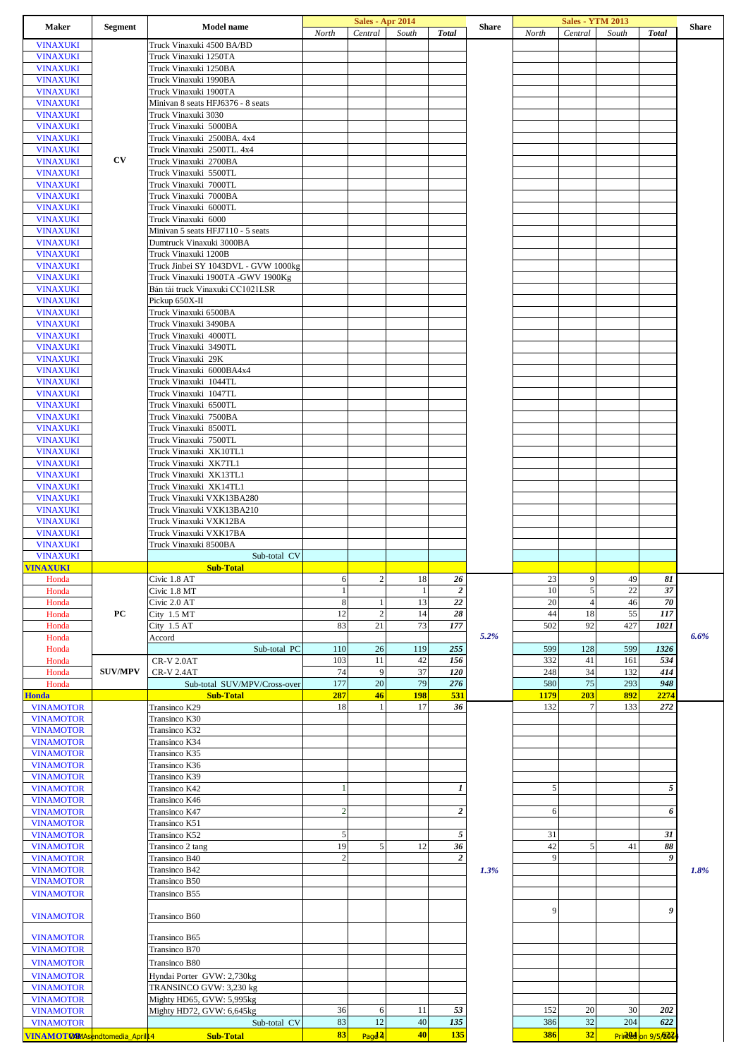| Maker | Segment | Model name | Sales - Apr 2014 | | | | Share | Sales - YTM 2013 | | | | Share |
|---|---|---|---|---|---|---|---|---|---|---|---|---|
| | | | North | Central | South | Total | | North | Central | South | Total | |
| VINAXUKI | | Truck Vinaxuki 4500 BA/BD | | | | | | | | | | |
| VINAXUKI | | Truck Vinaxuki 1250TA | | | | | | | | | | |
| VINAXUKI | | Truck Vinaxuki 1250BA | | | | | | | | | | |
| VINAXUKI | | Truck Vinaxuki 1990BA | | | | | | | | | | |
| VINAXUKI | | Truck Vinaxuki 1900TA | | | | | | | | | | |
| VINAXUKI | | Minivan 8 seats HFJ6376 - 8 seats | | | | | | | | | | |
| VINAXUKI | | Truck Vinaxuki 3030 | | | | | | | | | | |
| VINAXUKI | | Truck Vinaxuki 5000BA | | | | | | | | | | |
| VINAXUKI | | Truck Vinaxuki 2500BA. 4x4 | | | | | | | | | | |
| VINAXUKI | | Truck Vinaxuki 2500TL. 4x4 | | | | | | | | | | |
| VINAXUKI | CV | Truck Vinaxuki 2700BA | | | | | | | | | | |
| VINAXUKI | | Truck Vinaxuki 5500TL | | | | | | | | | | |
| VINAXUKI | | Truck Vinaxuki 7000TL | | | | | | | | | | |
| VINAXUKI | | Truck Vinaxuki 7000BA | | | | | | | | | | |
| VINAXUKI | | Truck Vinaxuki 6000TL | | | | | | | | | | |
| VINAXUKI | | Truck Vinaxuki 6000 | | | | | | | | | | |
| VINAXUKI | | Minivan 5 seats HFJ7110 - 5 seats | | | | | | | | | | |
| VINAXUKI | | Dumtruck Vinaxuki 3000BA | | | | | | | | | | |
| VINAXUKI | | Truck Vinaxuki 1200B | | | | | | | | | | |
| VINAXUKI | | Truck Jinbei SY 1043DVL - GVW 1000kg | | | | | | | | | | |
| VINAXUKI | | Truck Vinaxuki 1900TA -GWV 1900Kg | | | | | | | | | | |
| VINAXUKI | | Bán tải truck Vinaxuki CC1021LSR | | | | | | | | | | |
| VINAXUKI | | Pickup 650X-II | | | | | | | | | | |
| VINAXUKI | | Truck Vinaxuki 6500BA | | | | | | | | | | |
| VINAXUKI | | Truck Vinaxuki 3490BA | | | | | | | | | | |
| VINAXUKI | | Truck Vinaxuki 4000TL | | | | | | | | | | |
| VINAXUKI | | Truck Vinaxuki 3490TL | | | | | | | | | | |
| VINAXUKI | | Truck Vinaxuki 29K | | | | | | | | | | |
| VINAXUKI | | Truck Vinaxuki 6000BA4x4 | | | | | | | | | | |
| VINAXUKI | | Truck Vinaxuki 1044TL | | | | | | | | | | |
| VINAXUKI | | Truck Vinaxuki 1047TL | | | | | | | | | | |
| VINAXUKI | | Truck Vinaxuki 6500TL | | | | | | | | | | |
| VINAXUKI | | Truck Vinaxuki 7500BA | | | | | | | | | | |
| VINAXUKI | | Truck Vinaxuki 8500TL | | | | | | | | | | |
| VINAXUKI | | Truck Vinaxuki 7500TL | | | | | | | | | | |
| VINAXUKI | | Truck Vinaxuki XK10TL1 | | | | | | | | | | |
| VINAXUKI | | Truck Vinaxuki XK7TL1 | | | | | | | | | | |
| VINAXUKI | | Truck Vinaxuki XK13TL1 | | | | | | | | | | |
| VINAXUKI | | Truck Vinaxuki XK14TL1 | | | | | | | | | | |
| VINAXUKI | | Truck Vinaxuki VXK13BA280 | | | | | | | | | | |
| VINAXUKI | | Truck Vinaxuki VXK13BA210 | | | | | | | | | | |
| VINAXUKI | | Truck Vinaxuki VXK12BA | | | | | | | | | | |
| VINAXUKI | | Truck Vinaxuki VXK17BA | | | | | | | | | | |
| VINAXUKI | | Truck Vinaxuki 8500BA | | | | | | | | | | |
| VINAXUKI | | Sub-total CV | | | | | | | | | | |
| **VINAXUKI** | | **Sub-Total** | | | | | | | | | | |
| Honda | | Civic 1.8 AT | 6 | 2 | 18 | *26* | | 23 | 9 | 49 | *81* | |
| Honda | | Civic 1.8 MT | 1 | | 1 | *2* | | 10 | 5 | 22 | *37* | |
| Honda | | Civic 2.0 AT | 8 | 1 | 13 | *22* | | 20 | 4 | 46 | *70* | |
| Honda | PC | City 1.5 MT | 12 | 2 | 14 | *28* | | 44 | 18 | 55 | *117* | |
| Honda | | City 1.5 AT | 83 | 21 | 73 | *177* | | 502 | 92 | 427 | *1021* | |
| Honda | | Accord | | | | | *5.2%* | | | | | *6.6%* |
| Honda | | Sub-total PC | 110 | 26 | 119 | *255* | | 599 | 128 | 599 | *1326* | |
| Honda | | CR-V 2.0AT | 103 | 11 | 42 | *156* | | 332 | 41 | 161 | *534* | |
| Honda | SUV/MPV | CR-V 2.4AT | 74 | 9 | 37 | *120* | | 248 | 34 | 132 | *414* | |
| Honda | | Sub-total SUV/MPV/Cross-over | 177 | 20 | 79 | *276* | | 580 | 75 | 293 | *948* | |
| **Honda** | | **Sub-Total** | **287** | **46** | **198** | **531** | | **1179** | **203** | **892** | **2274** | |
| VINAMOTOR | | Transinco K29 | 18 | 1 | 17 | *36* | | 132 | 7 | 133 | *272* | |
| VINAMOTOR | | Transinco K30 | | | | | | | | | | |
| VINAMOTOR | | Transinco K32 | | | | | | | | | | |
| VINAMOTOR | | Transinco K34 | | | | | | | | | | |
| VINAMOTOR | | Transinco K35 | | | | | | | | | | |
| VINAMOTOR | | Transinco K36 | | | | | | | | | | |
| VINAMOTOR | | Transinco K39 | | | | | | | | | | |
| VINAMOTOR | | Transinco K42 | 1 | | | *1* | | 5 | | | *5* | |
| VINAMOTOR | | Transinco K46 | | | | | | | | | | |
| VINAMOTOR | | Transinco K47 | 2 | | | *2* | | 6 | | | *6* | |
| VINAMOTOR | | Transinco K51 | | | | | | | | | | |
| VINAMOTOR | | Transinco K52 | 5 | | | *5* | | 31 | | | *31* | |
| VINAMOTOR | | Transinco 2 tang | 19 | 5 | 12 | *36* | | 42 | 5 | 41 | *88* | |
| VINAMOTOR | | Transinco B40 | 2 | | | *2* | | 9 | | | *9* | |
| VINAMOTOR | | Transinco B42 | | | | | *1.3%* | | | | | *1.8%* |
| VINAMOTOR | | Transinco B50 | | | | | | | | | | |
| VINAMOTOR | | Transinco B55 | | | | | | | | | | |
| VINAMOTOR | | Transinco B60 | | | | | | 9 | | | *9* | |
| VINAMOTOR | | Transinco B65 | | | | | | | | | | |
| VINAMOTOR | | Transinco B70 | | | | | | | | | | |
| VINAMOTOR | | Transinco B80 | | | | | | | | | | |
| VINAMOTOR | | Hyndai Porter GVW: 2,730kg | | | | | | | | | | |
| VINAMOTOR | | TRANSINCO GVW: 3,230 kg | | | | | | | | | | |
| VINAMOTOR | | Mighty HD65, GVW: 5,995kg | | | | | | | | | | |
| VINAMOTOR | | Mighty HD72, GVW: 6,645kg | 36 | 6 | 11 | *53* | | 152 | 20 | 30 | *202* | |
| VINAMOTOR | | Sub-total CV | 83 | 12 | 40 | *135* | | 386 | 32 | 204 | *622* | |
| **VINAMOTOR** | | **Sub-Total** | **83** | **12** | **40** | **135** | | **386** | **32** | **204** | **622** | |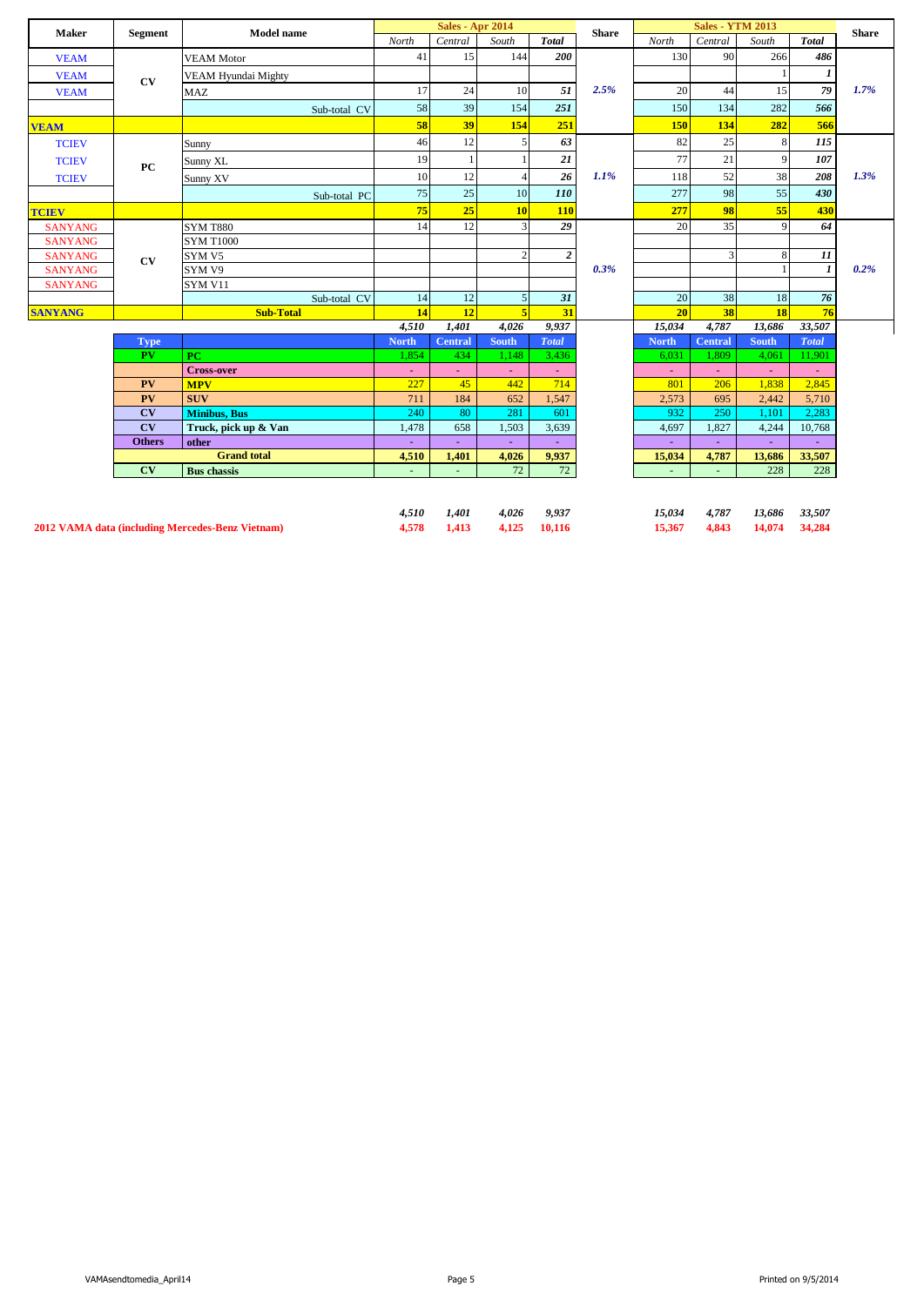| Maker | Segment | Model name | Sales - Apr 2014 | | | | Share | Sales - YTM 2013 | | | | Share |
|---|---|---|---|---|---|---|---|---|---|---|---|---|
| | | | North | Central | South | Total | | North | Central | South | Total | |
| VEAM | CV | VEAM Motor | 41 | 15 | 144 | 200 | 2.5% | 130 | 90 | 266 | 486 | 1.7% |
| VEAM | | VEAM Hyundai Mighty | | | | | | | | 1 | 1 | |
| VEAM | | MAZ | 17 | 24 | 10 | 51 | | 20 | 44 | 15 | 79 | |
| | | Sub-total CV | 58 | 39 | 154 | 251 | | 150 | 134 | 282 | 566 | |
| VEAM | | | 58 | 39 | 154 | 251 | | 150 | 134 | 282 | 566 | |
| TCIEV | PC | Sunny | 46 | 12 | 5 | 63 | 1.1% | 82 | 25 | 8 | 115 | 1.3% |
| TCIEV | | Sunny XL | 19 | 1 | 1 | 21 | | 77 | 21 | 9 | 107 | |
| TCIEV | | Sunny XV | 10 | 12 | 4 | 26 | | 118 | 52 | 38 | 208 | |
| | | Sub-total PC | 75 | 25 | 10 | 110 | | 277 | 98 | 55 | 430 | |
| TCIEV | | | 75 | 25 | 10 | 110 | | 277 | 98 | 55 | 430 | |
| SANYANG | CV | SYM T880 | 14 | 12 | 3 | 29 | 0.3% | 20 | 35 | 9 | 64 | 0.2% |
| SANYANG | | SYM T1000 | | | | | | | | | | |
| SANYANG | | SYM V5 | | | 2 | 2 | | | 3 | 8 | 11 | |
| SANYANG | | SYM V9 | | | | | | | | 1 | 1 | |
| SANYANG | | SYM V11 | | | | | | | | | | |
| | | Sub-total CV | 14 | 12 | 5 | 31 | | 20 | 38 | 18 | 76 | |
| SANYANG | | Sub-Total | 14 | 12 | 5 | 31 | | 20 | 38 | 18 | 76 | |
| | | | 4,510 | 1,401 | 4,026 | 9,937 | | 15,034 | 4,787 | 13,686 | 33,507 | |

| Type | | North | Central | South | Total | North | Central | South | Total |
|---|---|---|---|---|---|---|---|---|---|
| PV | PC | 1,854 | 434 | 1,148 | 3,436 | 6,031 | 1,809 | 4,061 | 11,901 |
| | Cross-over | - | - | - | - | - | - | - | - |
| PV | MPV | 227 | 45 | 442 | 714 | 801 | 206 | 1,838 | 2,845 |
| PV | SUV | 711 | 184 | 652 | 1,547 | 2,573 | 695 | 2,442 | 5,710 |
| CV | Minibus, Bus | 240 | 80 | 281 | 601 | 932 | 250 | 1,101 | 2,283 |
| CV | Truck, pick up & Van | 1,478 | 658 | 1,503 | 3,639 | 4,697 | 1,827 | 4,244 | 10,768 |
| Others | other | - | - | - | - | - | - | - | - |
| Grand total | | 4,510 | 1,401 | 4,026 | 9,937 | 15,034 | 4,787 | 13,686 | 33,507 |
| CV | Bus chassis | - | - | 72 | 72 | - | - | 228 | 228 |

| | North | Central | South | Total | North | Central | South | Total |
|---|---|---|---|---|---|---|---|---|
| | 4,510 | 1,401 | 4,026 | 9,937 | 15,034 | 4,787 | 13,686 | 33,507 |
| 2012 VAMA data (including Mercedes-Benz Vietnam) | 4,578 | 1,413 | 4,125 | 10,116 | 15,367 | 4,843 | 14,074 | 34,284 |